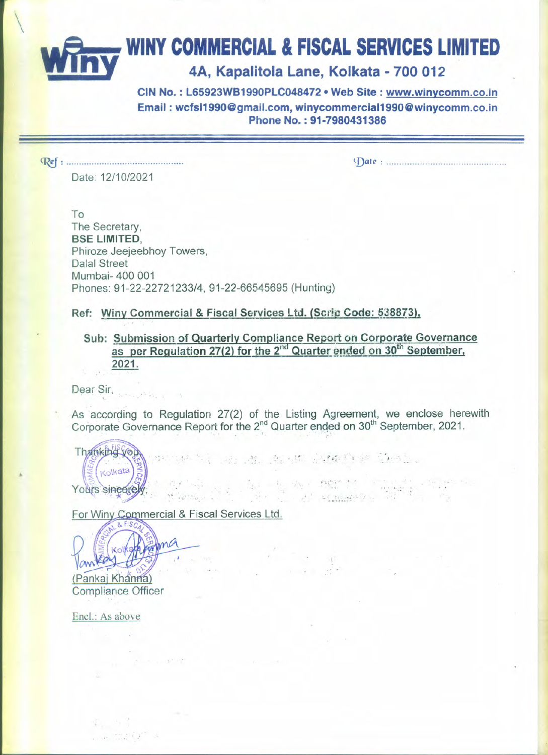# WINY COMMERCIAL & FISCAL SERVICES LIMITED

## 4A, Kapalitola Lane, Kolkata - 700 012

**CIN No. : L65923WB1990PLC048472 • Web Site : www.winycomm.co.in**
**Email : wcfsl1990@gmail.com, winycommercial1990@winycomm.co.in**
**Phone No. : 91-7980431386**

Ref : ............................................ Date : ............................................

Date: 12/10/2021

To
The Secretary,
**BSE LIMITED,**
Phiroze Jeejeebhoy Towers,
Dalal Street
Mumbai- 400 001
Phones: 91-22-22721233/4, 91-22-66545695 (Hunting)

**Ref: Winy Commercial & Fiscal Services Ltd. (Scrip Code: 538873),**

**Sub: Submission of Quarterly Compliance Report on Corporate Governance as per Regulation 27(2) for the 2nd Quarter ended on 30th September, 2021.**

Dear Sir,

As according to Regulation 27(2) of the Listing Agreement, we enclose herewith Corporate Governance Report for the 2nd Quarter ended on 30th September, 2021.

Thanking you,

Yours sincerely,

For Winy Commercial & Fiscal Services Ltd.

(Pankaj Khanna)
Compliance Officer

Encl.: As above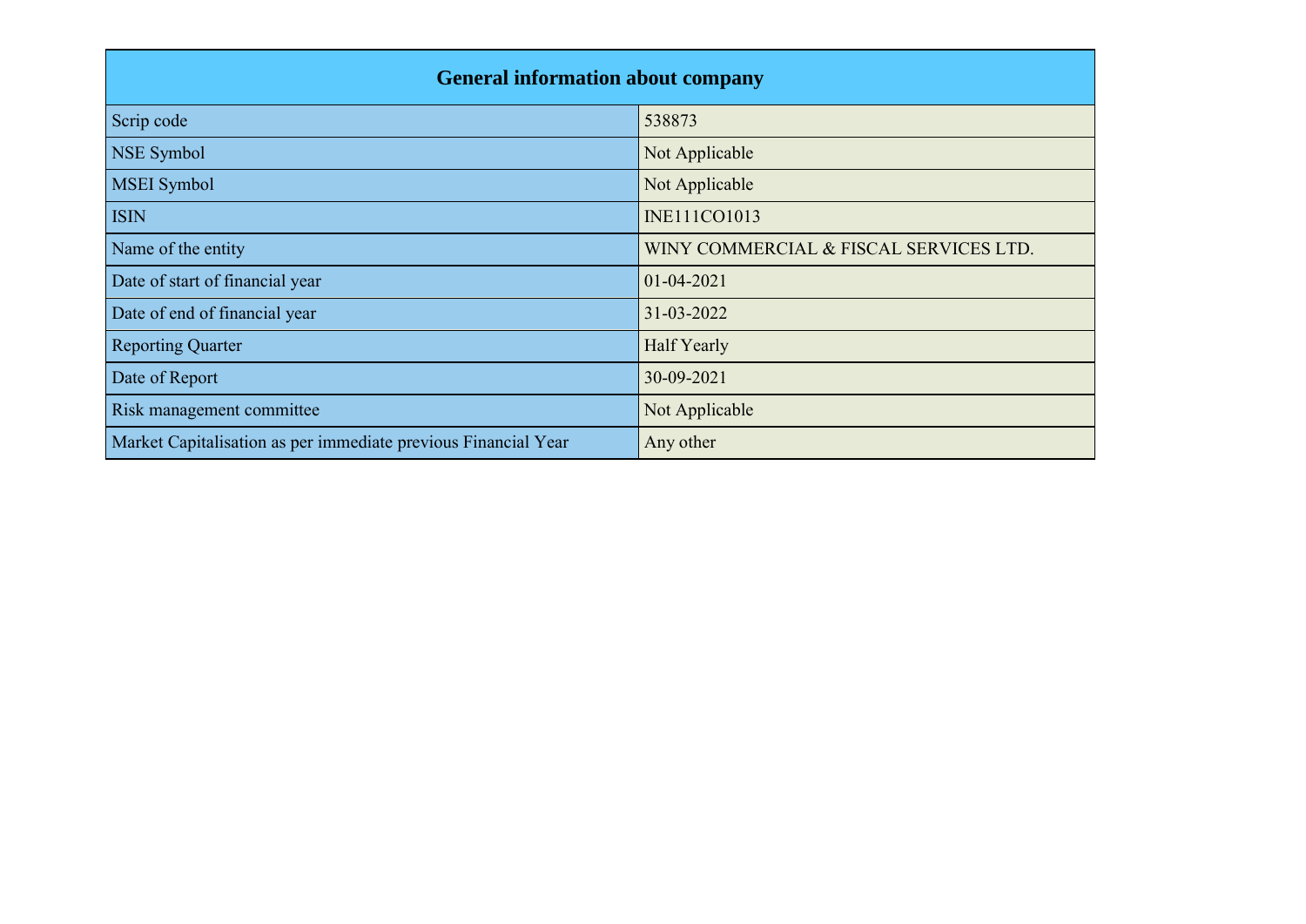| General information about company | |
|---|---|
| Scrip code | 538873 |
| NSE Symbol | Not Applicable |
| MSEI Symbol | Not Applicable |
| ISIN | INE111CO1013 |
| Name of the entity | WINY COMMERCIAL & FISCAL SERVICES LTD. |
| Date of start of financial year | 01-04-2021 |
| Date of end of financial year | 31-03-2022 |
| Reporting Quarter | Half Yearly |
| Date of Report | 30-09-2021 |
| Risk management committee | Not Applicable |
| Market Capitalisation as per immediate previous Financial Year | Any other |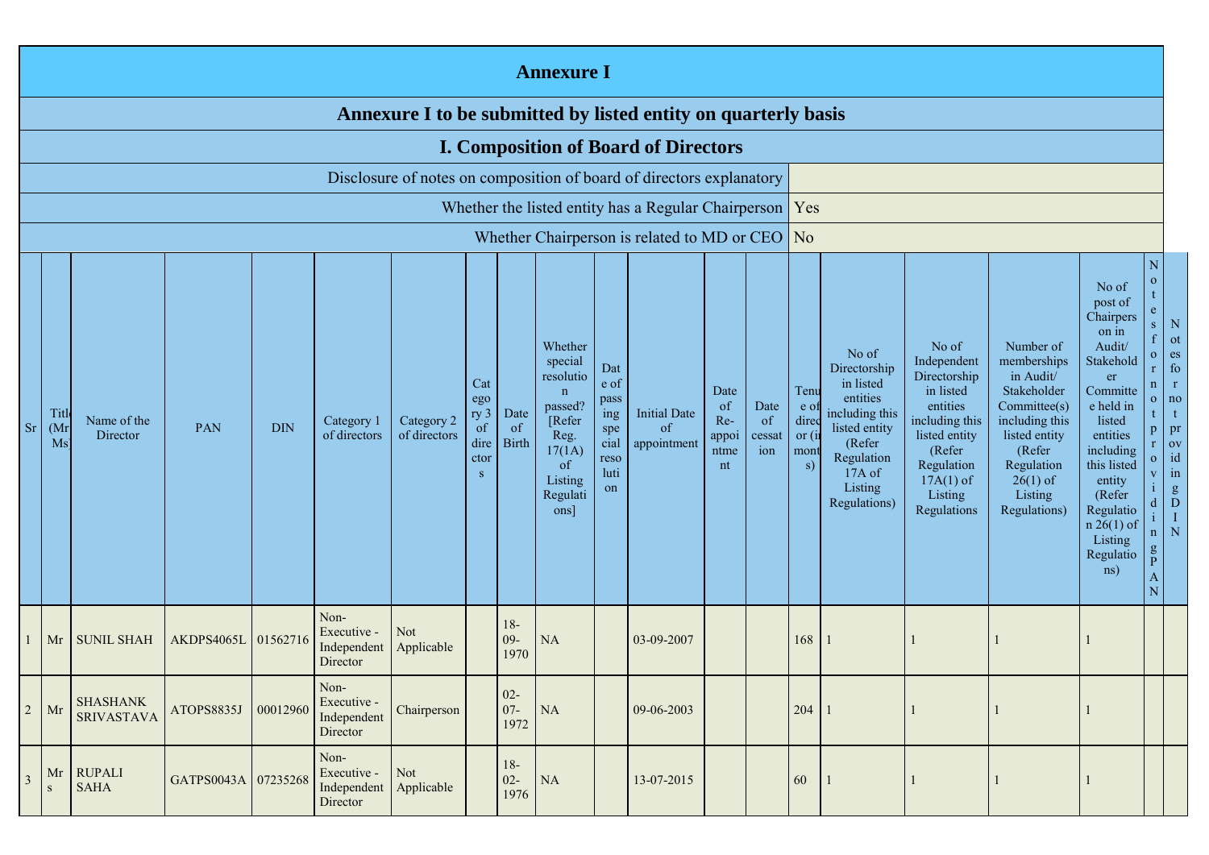# Annexure I

## Annexure I to be submitted by listed entity on quarterly basis

### I. Composition of Board of Directors

| Disclosure of notes on composition of board of directors explanatory | |
|---|---|
| Whether the listed entity has a Regular Chairperson | Yes |
| Whether Chairperson is related to MD or CEO | No |

| Sr | Title (Mr / Ms) | Name of the Director | PAN | DIN | Category 1 of directors | Category 2 of directors | Category 3 of directors | Date of Birth | Whether special resolution passed? [Refer Reg. 17(1A) of Listing Regulations] | Date of passing special resolution | Initial Date of appointment | Date of Re-appointment | Date of cessation | Tenure of director (in months) | No of Directorship in listed entities including this listed entity (Refer Regulation 17A of Listing Regulations) | No of Independent Directorship in listed entities including this listed entity (Refer Regulation 17A(1) of Listing Regulations | Number of memberships in Audit/ Stakeholder Committee(s) including this listed entity (Refer Regulation 26(1) of Listing Regulations) | No of post of Chairperson in Audit/ Stakeholder Committee held in listed entities including this listed entity (Refer Regulation 26(1) of Listing Regulations) | Notes for not providing PAN | Notes for not providing DIN |
|---|---|---|---|---|---|---|---|---|---|---|---|---|---|---|---|---|---|---|---|---|
| 1 | Mr | SUNIL SHAH | AKDPS4065L | 01562716 | Non-Executive - Independent Director | Not Applicable | | 18-09-1970 | NA | | 03-09-2007 | | | 168 | 1 | 1 | 1 | 1 | | |
| 2 | Mr | SHASHANK SRIVASTAVA | ATOPS8835J | 00012960 | Non-Executive - Independent Director | Chairperson | | 02-07-1972 | NA | | 09-06-2003 | | | 204 | 1 | 1 | 1 | 1 | | |
| 3 | Mrs | RUPALI SAHA | GATPS0043A | 07235268 | Non-Executive - Independent Director | Not Applicable | | 18-02-1976 | NA | | 13-07-2015 | | | 60 | 1 | 1 | 1 | 1 | | |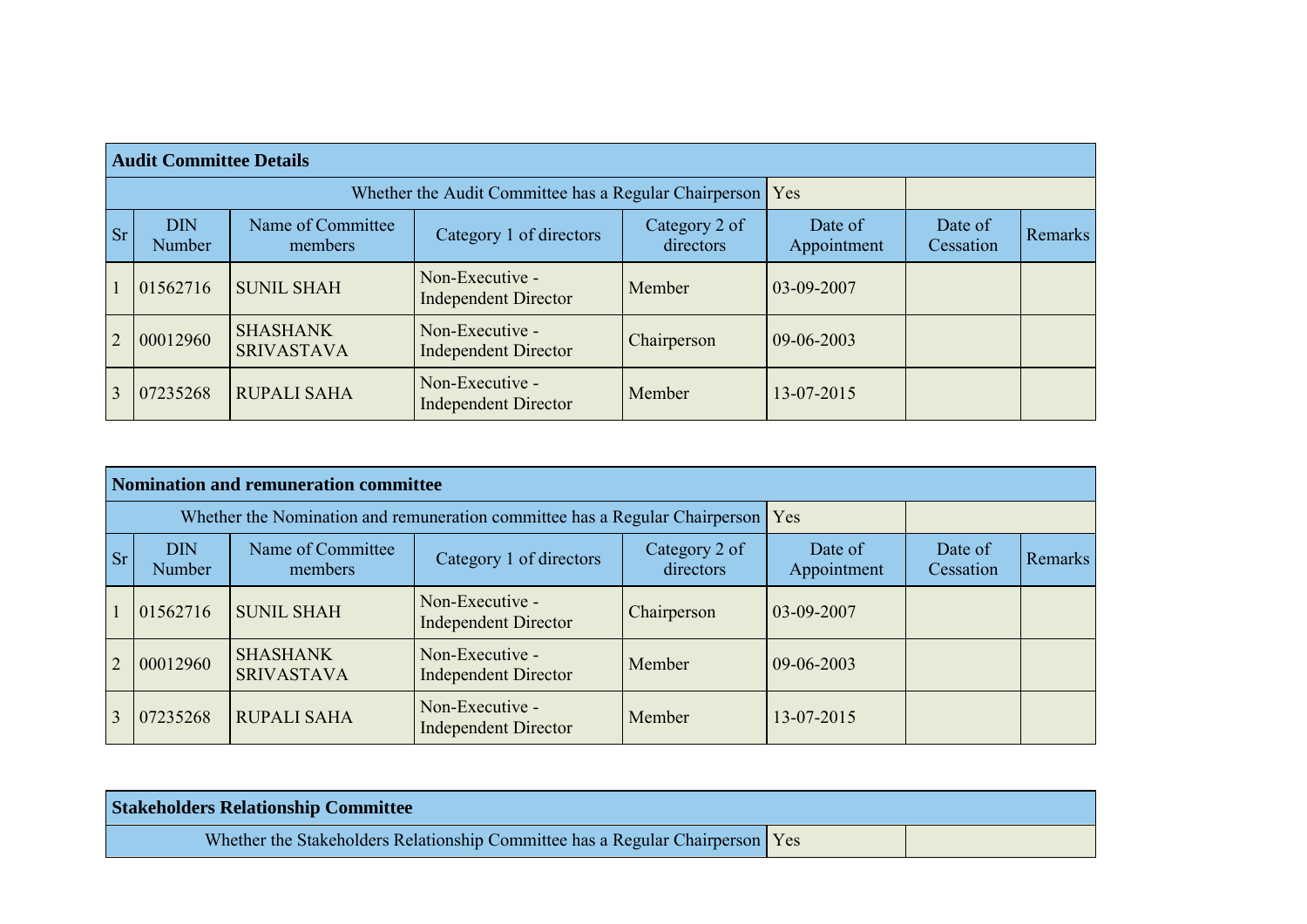## Audit Committee Details

| Whether the Audit Committee has a Regular Chairperson | | | | | Yes | | |
|---|---|---|---|---|---|---|---|
| **Sr** | **DIN Number** | **Name of Committee members** | **Category 1 of directors** | **Category 2 of directors** | **Date of Appointment** | **Date of Cessation** | **Remarks** |
| 1 | 01562716 | SUNIL SHAH | Non-Executive - Independent Director | Member | 03-09-2007 | | |
| 2 | 00012960 | SHASHANK SRIVASTAVA | Non-Executive - Independent Director | Chairperson | 09-06-2003 | | |
| 3 | 07235268 | RUPALI SAHA | Non-Executive - Independent Director | Member | 13-07-2015 | | |

## Nomination and remuneration committee

| Whether the Nomination and remuneration committee has a Regular Chairperson | | | | | Yes | | |
|---|---|---|---|---|---|---|---|
| **Sr** | **DIN Number** | **Name of Committee members** | **Category 1 of directors** | **Category 2 of directors** | **Date of Appointment** | **Date of Cessation** | **Remarks** |
| 1 | 01562716 | SUNIL SHAH | Non-Executive - Independent Director | Chairperson | 03-09-2007 | | |
| 2 | 00012960 | SHASHANK SRIVASTAVA | Non-Executive - Independent Director | Member | 09-06-2003 | | |
| 3 | 07235268 | RUPALI SAHA | Non-Executive - Independent Director | Member | 13-07-2015 | | |

## Stakeholders Relationship Committee

| Whether the Stakeholders Relationship Committee has a Regular Chairperson | Yes | |
|---|---|---|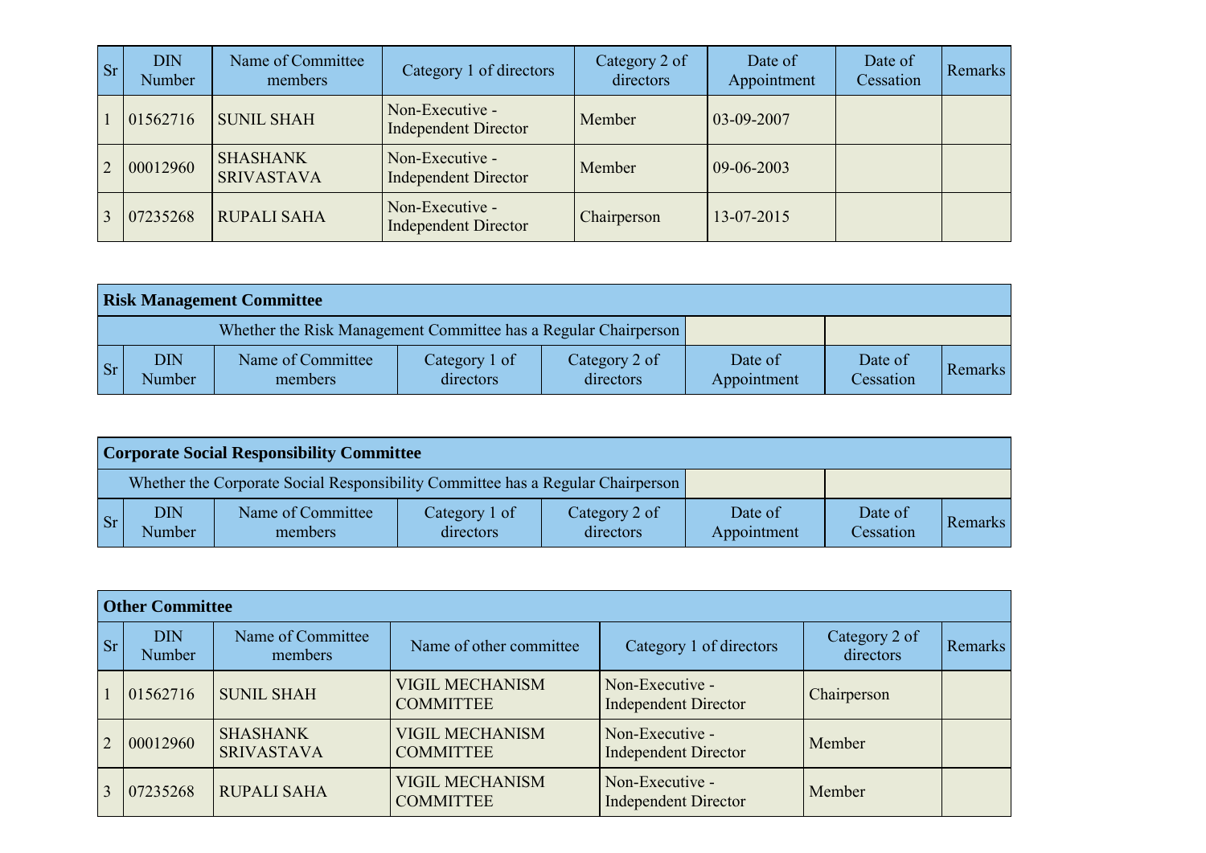| Sr | DIN Number | Name of Committee members | Category 1 of directors | Category 2 of directors | Date of Appointment | Date of Cessation | Remarks |
|---|---|---|---|---|---|---|---|
| 1 | 01562716 | SUNIL SHAH | Non-Executive - Independent Director | Member | 03-09-2007 | | |
| 2 | 00012960 | SHASHANK SRIVASTAVA | Non-Executive - Independent Director | Member | 09-06-2003 | | |
| 3 | 07235268 | RUPALI SAHA | Non-Executive - Independent Director | Chairperson | 13-07-2015 | | |

| Risk Management Committee | | | | | | | |
|---|---|---|---|---|---|---|---|
| Whether the Risk Management Committee has a Regular Chairperson | | | | | | | |
| Sr | DIN Number | Name of Committee members | Category 1 of directors | Category 2 of directors | Date of Appointment | Date of Cessation | Remarks |

| Corporate Social Responsibility Committee | | | | | | | |
|---|---|---|---|---|---|---|---|
| Whether the Corporate Social Responsibility Committee has a Regular Chairperson | | | | | | | |
| Sr | DIN Number | Name of Committee members | Category 1 of directors | Category 2 of directors | Date of Appointment | Date of Cessation | Remarks |

| Other Committee | | | | | | |
|---|---|---|---|---|---|---|
| Sr | DIN Number | Name of Committee members | Name of other committee | Category 1 of directors | Category 2 of directors | Remarks |
| 1 | 01562716 | SUNIL SHAH | VIGIL MECHANISM COMMITTEE | Non-Executive - Independent Director | Chairperson | |
| 2 | 00012960 | SHASHANK SRIVASTAVA | VIGIL MECHANISM COMMITTEE | Non-Executive - Independent Director | Member | |
| 3 | 07235268 | RUPALI SAHA | VIGIL MECHANISM COMMITTEE | Non-Executive - Independent Director | Member | |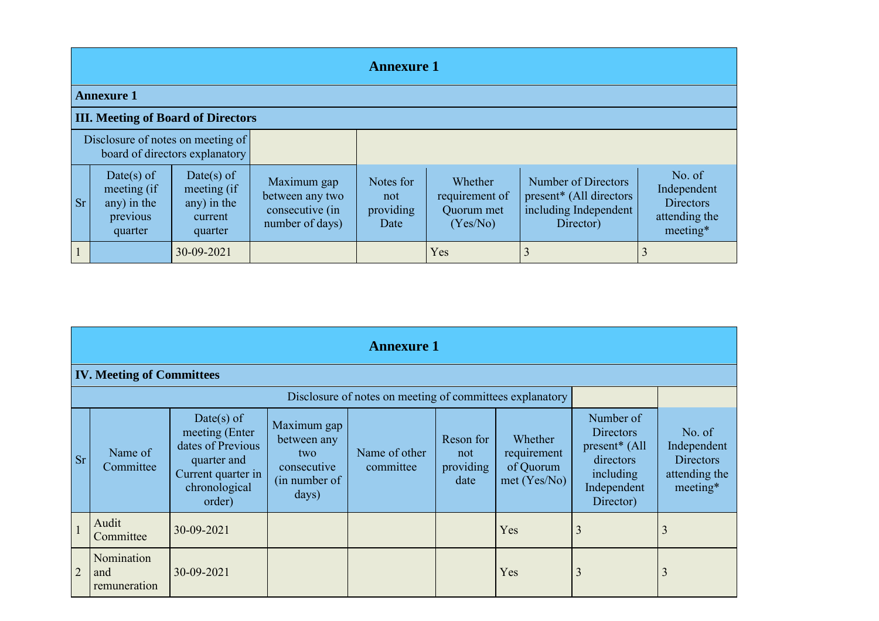## Annexure 1

### Annexure 1

### III. Meeting of Board of Directors

| Disclosure of notes on meeting of board of directors explanatory | | | | | | | |
|---|---|---|---|---|---|---|---|
| Sr | Date(s) of meeting (if any) in the previous quarter | Date(s) of meeting (if any) in the current quarter | Maximum gap between any two consecutive (in number of days) | Notes for not providing Date | Whether requirement of Quorum met (Yes/No) | Number of Directors present* (All directors including Independent Director) | No. of Independent Directors attending the meeting* |
| 1 | | 30-09-2021 | | | Yes | 3 | 3 |

## Annexure 1

### IV. Meeting of Committees

| Disclosure of notes on meeting of committees explanatory | | | | | | | | |
|---|---|---|---|---|---|---|---|---|
| Sr | Name of Committee | Date(s) of meeting (Enter dates of Previous quarter and Current quarter in chronological order) | Maximum gap between any two consecutive (in number of days) | Name of other committee | Reson for not providing date | Whether requirement of Quorum met (Yes/No) | Number of Directors present* (All directors including Independent Director) | No. of Independent Directors attending the meeting* |
| 1 | Audit Committee | 30-09-2021 | | | | Yes | 3 | 3 |
| 2 | Nomination and remuneration | 30-09-2021 | | | | Yes | 3 | 3 |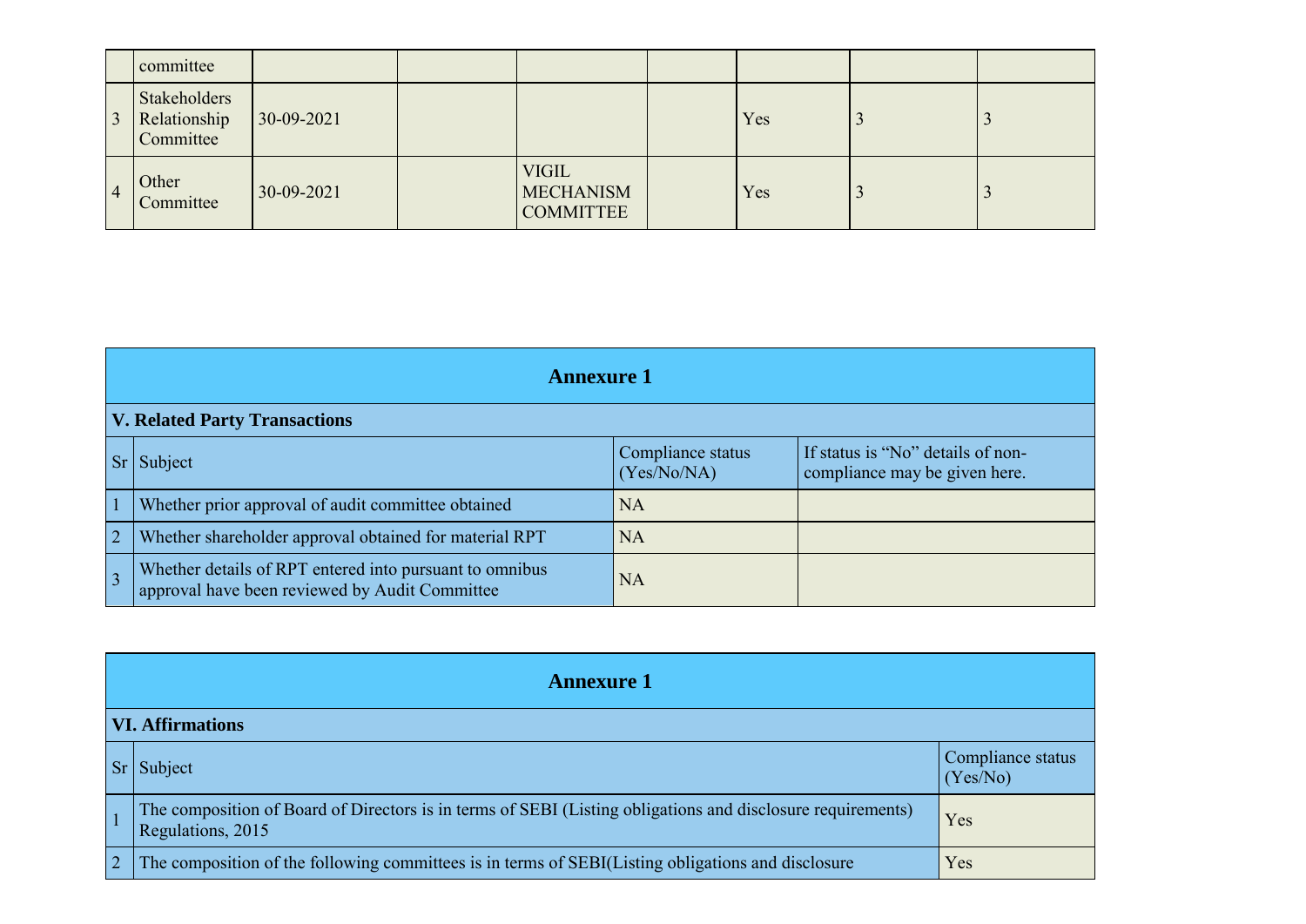|   | committee |   |   |   |   |   |   |   |
|---|---|---|---|---|---|---|---|---|
| 3 | Stakeholders Relationship Committee | 30-09-2021 |   |   |   | Yes | 3 | 3 |
| 4 | Other Committee | 30-09-2021 |   | VIGIL MECHANISM COMMITTEE |   | Yes | 3 | 3 |

## Annexure 1

### V. Related Party Transactions

| Sr | Subject | Compliance status (Yes/No/NA) | If status is "No" details of non-compliance may be given here. |
|---|---|---|---|
| 1 | Whether prior approval of audit committee obtained | NA |   |
| 2 | Whether shareholder approval obtained for material RPT | NA |   |
| 3 | Whether details of RPT entered into pursuant to omnibus approval have been reviewed by Audit Committee | NA |   |

## Annexure 1

### VI. Affirmations

| Sr | Subject | Compliance status (Yes/No) |
|---|---|---|
| 1 | The composition of Board of Directors is in terms of SEBI (Listing obligations and disclosure requirements) Regulations, 2015 | Yes |
| 2 | The composition of the following committees is in terms of SEBI(Listing obligations and disclosure | Yes |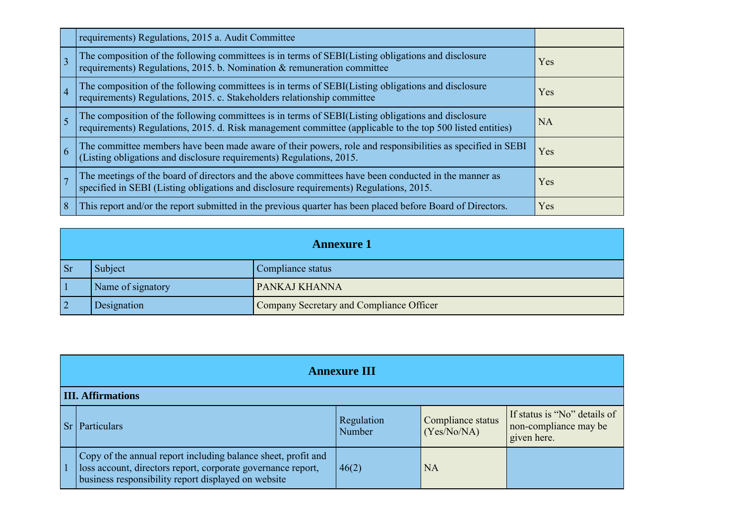| | | |
|---|---|---|
| | requirements) Regulations, 2015 a. Audit Committee | |
| 3 | The composition of the following committees is in terms of SEBI(Listing obligations and disclosure requirements) Regulations, 2015. b. Nomination & remuneration committee | Yes |
| 4 | The composition of the following committees is in terms of SEBI(Listing obligations and disclosure requirements) Regulations, 2015. c. Stakeholders relationship committee | Yes |
| 5 | The composition of the following committees is in terms of SEBI(Listing obligations and disclosure requirements) Regulations, 2015. d. Risk management committee (applicable to the top 500 listed entities) | NA |
| 6 | The committee members have been made aware of their powers, role and responsibilities as specified in SEBI (Listing obligations and disclosure requirements) Regulations, 2015. | Yes |
| 7 | The meetings of the board of directors and the above committees have been conducted in the manner as specified in SEBI (Listing obligations and disclosure requirements) Regulations, 2015. | Yes |
| 8 | This report and/or the report submitted in the previous quarter has been placed before Board of Directors. | Yes |

## Annexure 1

| Sr | Subject | Compliance status |
|---|---|---|
| 1 | Name of signatory | PANKAJ KHANNA |
| 2 | Designation | Company Secretary and Compliance Officer |

## Annexure III

**III. Affirmations**

| Sr | Particulars | Regulation Number | Compliance status (Yes/No/NA) | If status is "No" details of non-compliance may be given here. |
|---|---|---|---|---|
| 1 | Copy of the annual report including balance sheet, profit and loss account, directors report, corporate governance report, business responsibility report displayed on website | 46(2) | NA | |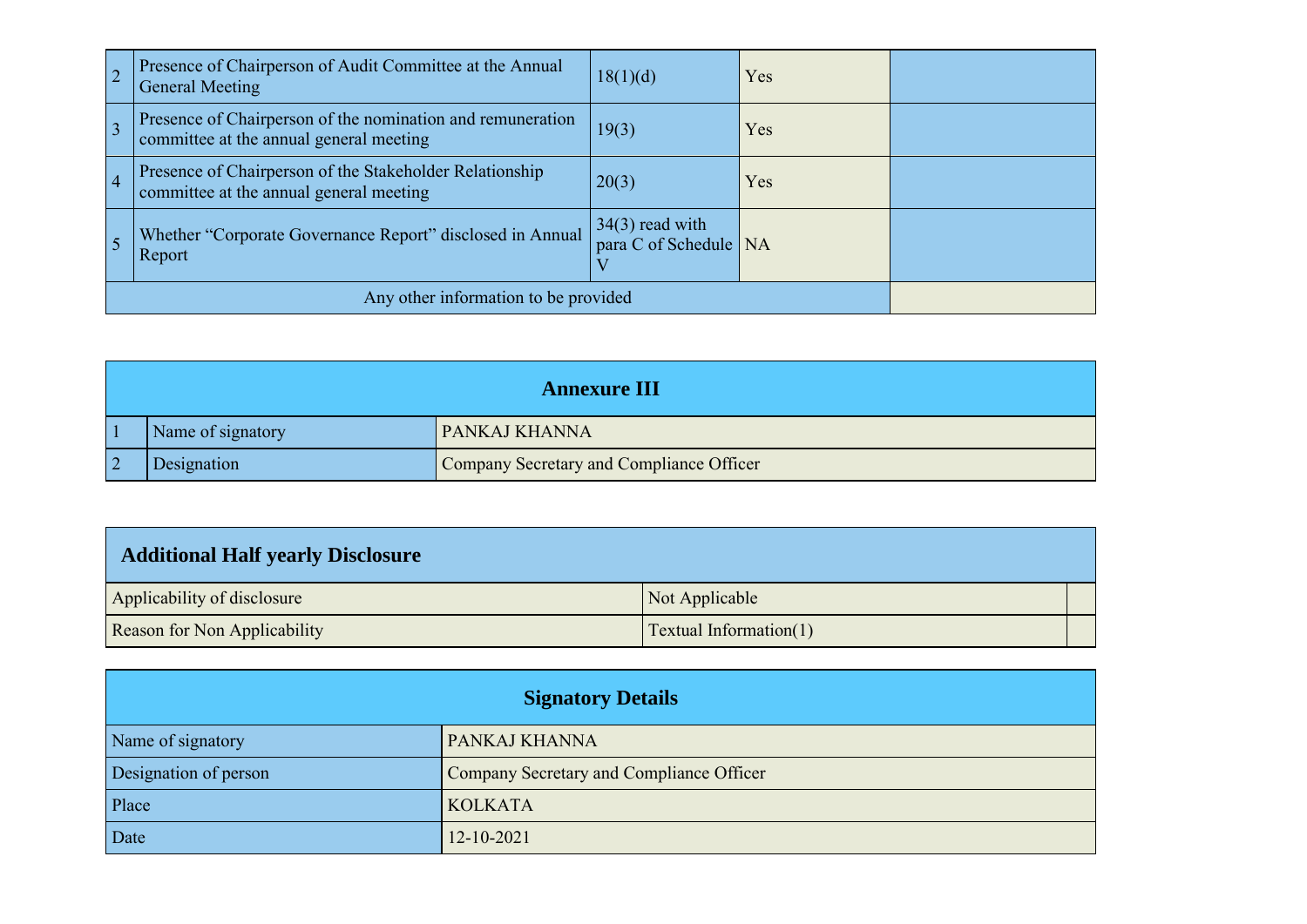| | | | | |
|---|---|---|---|---|
| 2 | Presence of Chairperson of Audit Committee at the Annual General Meeting | 18(1)(d) | Yes | |
| 3 | Presence of Chairperson of the nomination and remuneration committee at the annual general meeting | 19(3) | Yes | |
| 4 | Presence of Chairperson of the Stakeholder Relationship committee at the annual general meeting | 20(3) | Yes | |
| 5 | Whether “Corporate Governance Report” disclosed in Annual Report | 34(3) read with para C of Schedule V | NA | |
| Any other information to be provided | | | | |

## Annexure III

| | | |
|---|---|---|
| 1 | Name of signatory | PANKAJ KHANNA |
| 2 | Designation | Company Secretary and Compliance Officer |

## Additional Half yearly Disclosure

| | | |
|---|---|---|
| Applicability of disclosure | Not Applicable | |
| Reason for Non Applicability | Textual Information(1) | |

## Signatory Details

| | |
|---|---|
| Name of signatory | PANKAJ KHANNA |
| Designation of person | Company Secretary and Compliance Officer |
| Place | KOLKATA |
| Date | 12-10-2021 |